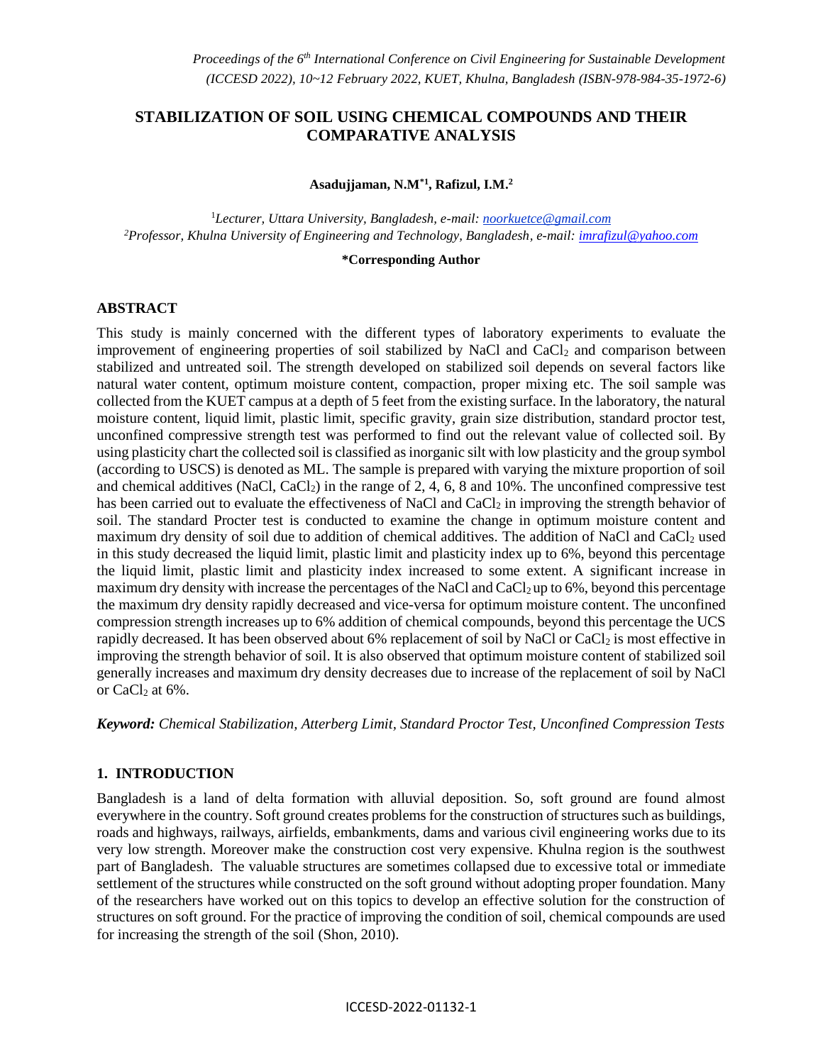# STABILIZATION OF SOIL USING CHEMICAL COMPOUNDS AND THEIR COMPARATIVE ANALYSIS

**Asadujjaman, N.M*[1], Rafizul, I.M.[2]**

[1]*Lecturer, Uttara University, Bangladesh, e-mail: noorkuetce@gmail.com*
[2]*Professor, Khulna University of Engineering and Technology, Bangladesh, e-mail: imrafizul@yahoo.com*

**\*Corresponding Author**

## ABSTRACT

This study is mainly concerned with the different types of laboratory experiments to evaluate the improvement of engineering properties of soil stabilized by NaCl and $CaCl_2$ and comparison between stabilized and untreated soil. The strength developed on stabilized soil depends on several factors like natural water content, optimum moisture content, compaction, proper mixing etc. The soil sample was collected from the KUET campus at a depth of 5 feet from the existing surface. In the laboratory, the natural moisture content, liquid limit, plastic limit, specific gravity, grain size distribution, standard proctor test, unconfined compressive strength test was performed to find out the relevant value of collected soil. By using plasticity chart the collected soil is classified as inorganic silt with low plasticity and the group symbol (according to USCS) is denoted as ML. The sample is prepared with varying the mixture proportion of soil and chemical additives (NaCl, $CaCl_2$) in the range of 2, 4, 6, 8 and 10%. The unconfined compressive test has been carried out to evaluate the effectiveness of NaCl and $CaCl_2$ in improving the strength behavior of soil. The standard Procter test is conducted to examine the change in optimum moisture content and maximum dry density of soil due to addition of chemical additives. The addition of NaCl and $CaCl_2$ used in this study decreased the liquid limit, plastic limit and plasticity index up to 6%, beyond this percentage the liquid limit, plastic limit and plasticity index increased to some extent. A significant increase in maximum dry density with increase the percentages of the NaCl and $CaCl_2$ up to 6%, beyond this percentage the maximum dry density rapidly decreased and vice-versa for optimum moisture content. The unconfined compression strength increases up to 6% addition of chemical compounds, beyond this percentage the UCS rapidly decreased. It has been observed about 6% replacement of soil by NaCl or $CaCl_2$ is most effective in improving the strength behavior of soil. It is also observed that optimum moisture content of stabilized soil generally increases and maximum dry density decreases due to increase of the replacement of soil by NaCl or $CaCl_2$ at 6%.

***Keyword:*** *Chemical Stabilization, Atterberg Limit, Standard Proctor Test, Unconfined Compression Tests*

## 1. INTRODUCTION

Bangladesh is a land of delta formation with alluvial deposition. So, soft ground are found almost everywhere in the country. Soft ground creates problems for the construction of structures such as buildings, roads and highways, railways, airfields, embankments, dams and various civil engineering works due to its very low strength. Moreover make the construction cost very expensive. Khulna region is the southwest part of Bangladesh. The valuable structures are sometimes collapsed due to excessive total or immediate settlement of the structures while constructed on the soft ground without adopting proper foundation. Many of the researchers have worked out on this topics to develop an effective solution for the construction of structures on soft ground. For the practice of improving the condition of soil, chemical compounds are used for increasing the strength of the soil (Shon, 2010).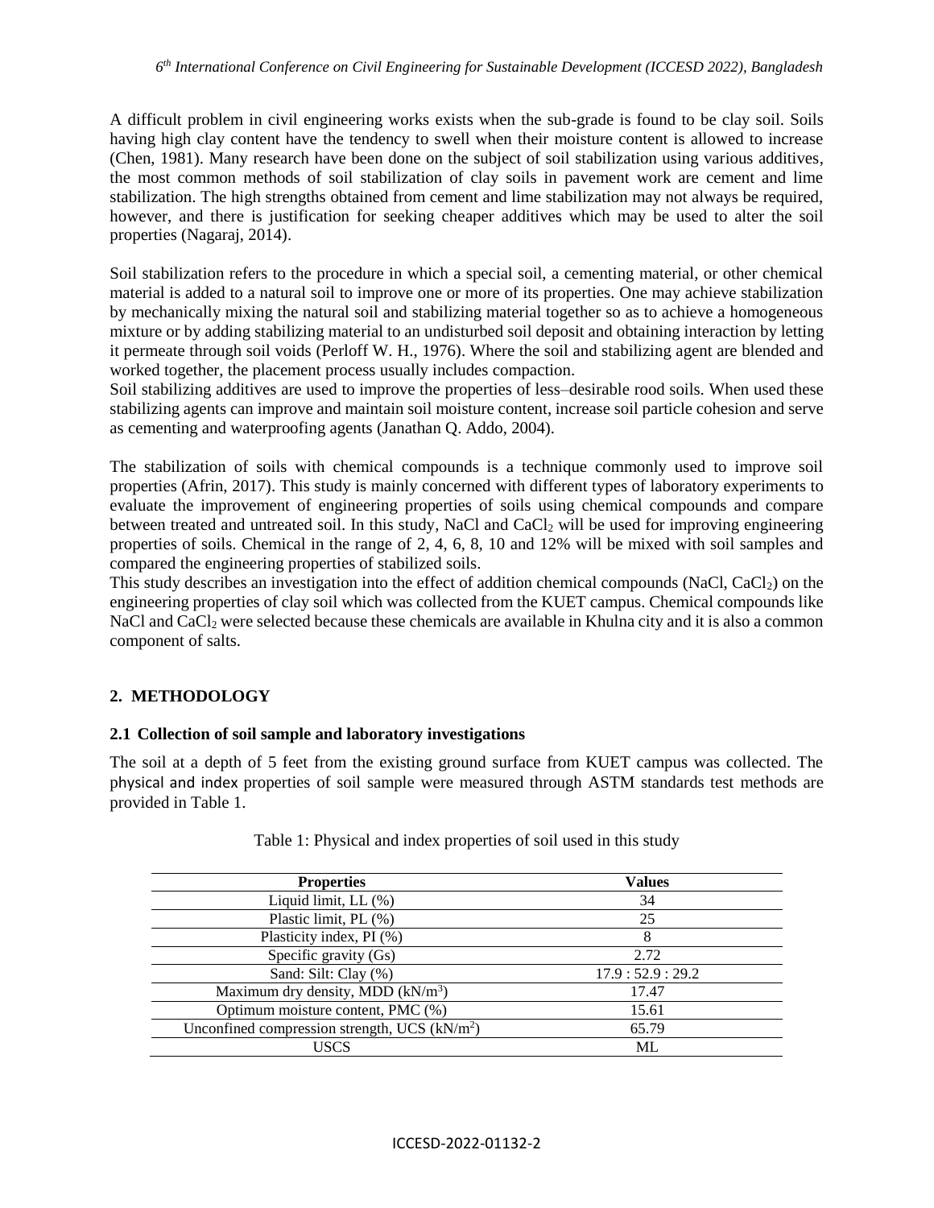A difficult problem in civil engineering works exists when the sub-grade is found to be clay soil. Soils having high clay content have the tendency to swell when their moisture content is allowed to increase (Chen, 1981). Many research have been done on the subject of soil stabilization using various additives, the most common methods of soil stabilization of clay soils in pavement work are cement and lime stabilization. The high strengths obtained from cement and lime stabilization may not always be required, however, and there is justification for seeking cheaper additives which may be used to alter the soil properties (Nagaraj, 2014).

Soil stabilization refers to the procedure in which a special soil, a cementing material, or other chemical material is added to a natural soil to improve one or more of its properties. One may achieve stabilization by mechanically mixing the natural soil and stabilizing material together so as to achieve a homogeneous mixture or by adding stabilizing material to an undisturbed soil deposit and obtaining interaction by letting it permeate through soil voids (Perloff W. H., 1976). Where the soil and stabilizing agent are blended and worked together, the placement process usually includes compaction.

Soil stabilizing additives are used to improve the properties of less–desirable rood soils. When used these stabilizing agents can improve and maintain soil moisture content, increase soil particle cohesion and serve as cementing and waterproofing agents (Janathan Q. Addo, 2004).

The stabilization of soils with chemical compounds is a technique commonly used to improve soil properties (Afrin, 2017). This study is mainly concerned with different types of laboratory experiments to evaluate the improvement of engineering properties of soils using chemical compounds and compare between treated and untreated soil. In this study, NaCl and $CaCl_2$ will be used for improving engineering properties of soils. Chemical in the range of 2, 4, 6, 8, 10 and 12% will be mixed with soil samples and compared the engineering properties of stabilized soils.

This study describes an investigation into the effect of addition chemical compounds (NaCl, $CaCl_2$) on the engineering properties of clay soil which was collected from the KUET campus. Chemical compounds like NaCl and $CaCl_2$ were selected because these chemicals are available in Khulna city and it is also a common component of salts.

## 2. METHODOLOGY

### 2.1 Collection of soil sample and laboratory investigations

The soil at a depth of 5 feet from the existing ground surface from KUET campus was collected. The physical and index properties of soil sample were measured through ASTM standards test methods are provided in Table 1.

Table 1: Physical and index properties of soil used in this study

| Properties | Values |
|---|---|
| Liquid limit, LL (%) | 34 |
| Plastic limit, PL (%) | 25 |
| Plasticity index, PI (%) | 8 |
| Specific gravity (Gs) | 2.72 |
| Sand: Silt: Clay (%) | 17.9 : 52.9 : 29.2 |
| Maximum dry density, MDD ($kN/m^3$) | 17.47 |
| Optimum moisture content, PMC (%) | 15.61 |
| Unconfined compression strength, UCS ($kN/m^2$) | 65.79 |
| USCS | ML |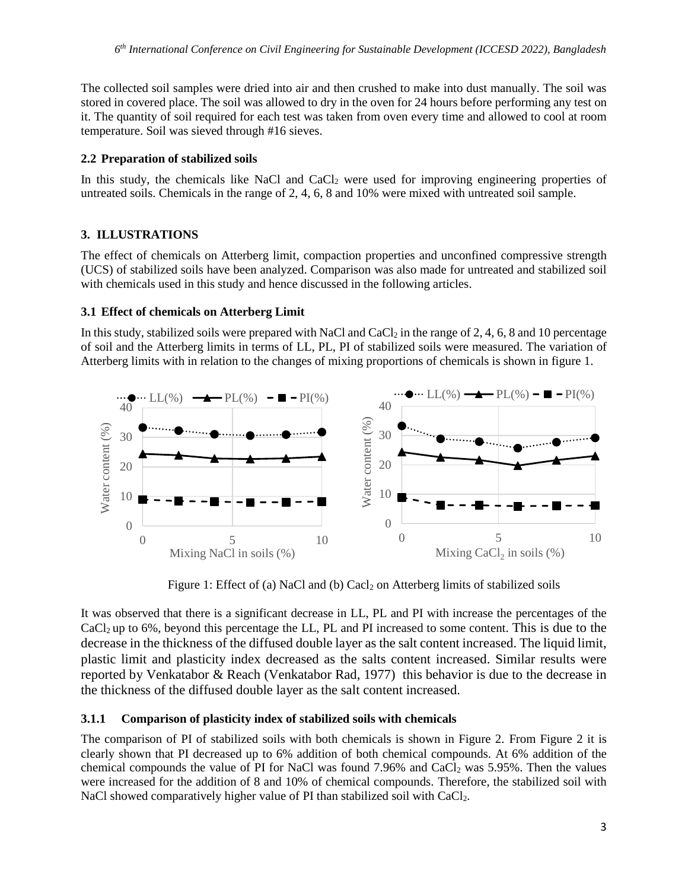The collected soil samples were dried into air and then crushed to make into dust manually. The soil was stored in covered place. The soil was allowed to dry in the oven for 24 hours before performing any test on it. The quantity of soil required for each test was taken from oven every time and allowed to cool at room temperature. Soil was sieved through #16 sieves.

### 2.2 Preparation of stabilized soils

In this study, the chemicals like NaCl and $CaCl_2$ were used for improving engineering properties of untreated soils. Chemicals in the range of 2, 4, 6, 8 and 10% were mixed with untreated soil sample.

## 3. ILLUSTRATIONS

The effect of chemicals on Atterberg limit, compaction properties and unconfined compressive strength (UCS) of stabilized soils have been analyzed. Comparison was also made for untreated and stabilized soil with chemicals used in this study and hence discussed in the following articles.

### 3.1 Effect of chemicals on Atterberg Limit

In this study, stabilized soils were prepared with NaCl and $CaCl_2$ in the range of 2, 4, 6, 8 and 10 percentage of soil and the Atterberg limits in terms of LL, PL, PI of stabilized soils were measured. The variation of Atterberg limits with in relation to the changes of mixing proportions of chemicals is shown in figure 1.

Figure 1: Effect of (a) NaCl and (b) $Cacl_2$ on Atterberg limits of stabilized soils

It was observed that there is a significant decrease in LL, PL and PI with increase the percentages of the $CaCl_2$ up to 6%, beyond this percentage the LL, PL and PI increased to some content. This is due to the decrease in the thickness of the diffused double layer as the salt content increased. The liquid limit, plastic limit and plasticity index decreased as the salts content increased. Similar results were reported by Venkatabor & Reach (Venkatabor Rad, 1977) this behavior is due to the decrease in the thickness of the diffused double layer as the salt content increased.

#### 3.1.1 Comparison of plasticity index of stabilized soils with chemicals

The comparison of PI of stabilized soils with both chemicals is shown in Figure 2. From Figure 2 it is clearly shown that PI decreased up to 6% addition of both chemical compounds. At 6% addition of the chemical compounds the value of PI for NaCl was found 7.96% and $CaCl_2$ was 5.95%. Then the values were increased for the addition of 8 and 10% of chemical compounds. Therefore, the stabilized soil with NaCl showed comparatively higher value of PI than stabilized soil with $CaCl_2$.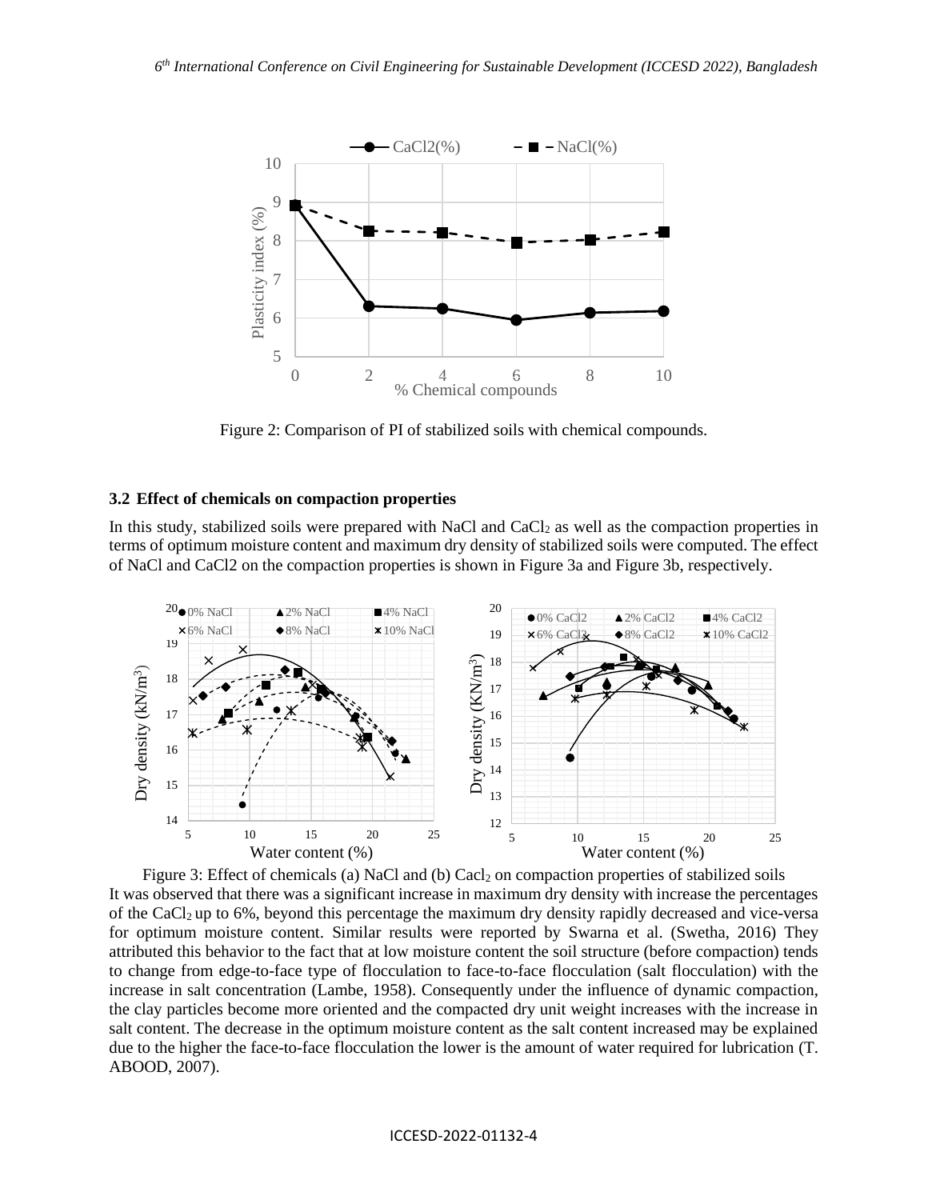Figure 2: Comparison of PI of stabilized soils with chemical compounds.

### 3.2 Effect of chemicals on compaction properties

In this study, stabilized soils were prepared with NaCl and $CaCl_2$ as well as the compaction properties in terms of optimum moisture content and maximum dry density of stabilized soils were computed. The effect of NaCl and CaCl2 on the compaction properties is shown in Figure 3a and Figure 3b, respectively.

Figure 3: Effect of chemicals (a) NaCl and (b) $Cacl_2$ on compaction properties of stabilized soils

It was observed that there was a significant increase in maximum dry density with increase the percentages of the $CaCl_2$ up to 6%, beyond this percentage the maximum dry density rapidly decreased and vice-versa for optimum moisture content. Similar results were reported by Swarna et al. (Swetha, 2016) They attributed this behavior to the fact that at low moisture content the soil structure (before compaction) tends to change from edge-to-face type of flocculation to face-to-face flocculation (salt flocculation) with the increase in salt concentration (Lambe, 1958). Consequently under the influence of dynamic compaction, the clay particles become more oriented and the compacted dry unit weight increases with the increase in salt content. The decrease in the optimum moisture content as the salt content increased may be explained due to the higher the face-to-face flocculation the lower is the amount of water required for lubrication (T. ABOOD, 2007).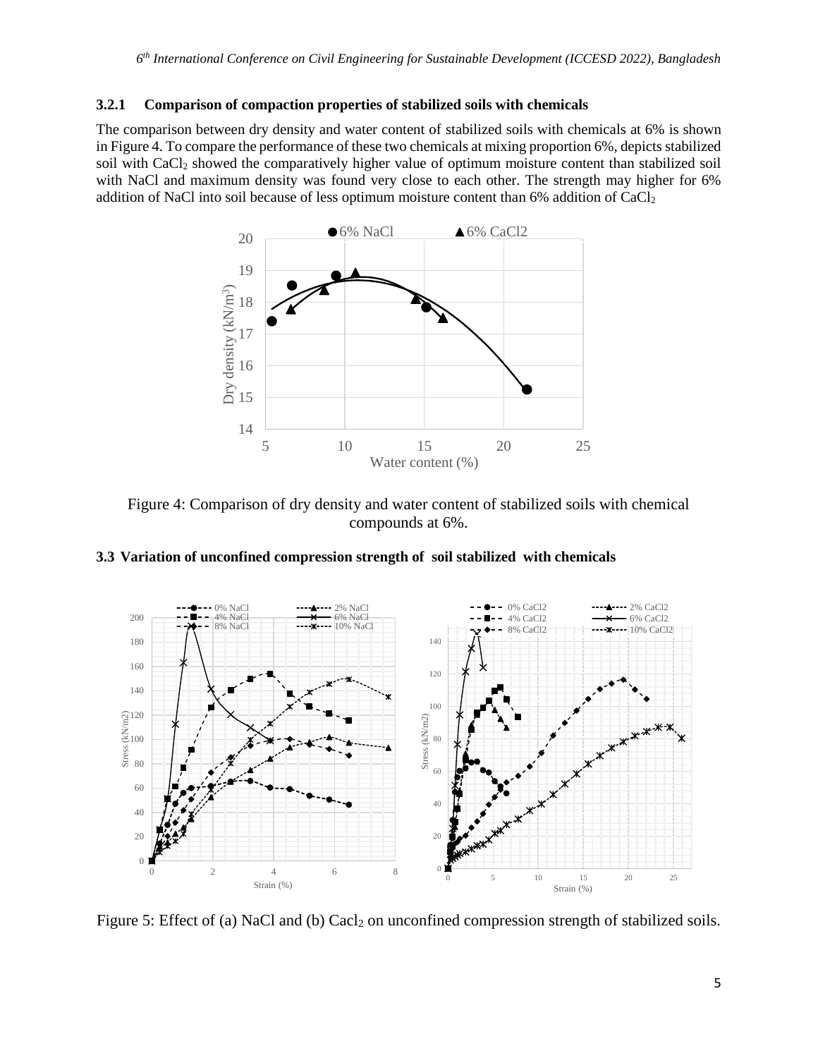### 3.2.1 Comparison of compaction properties of stabilized soils with chemicals

The comparison between dry density and water content of stabilized soils with chemicals at 6% is shown in Figure 4. To compare the performance of these two chemicals at mixing proportion 6%, depicts stabilized soil with $CaCl_2$ showed the comparatively higher value of optimum moisture content than stabilized soil with NaCl and maximum density was found very close to each other. The strength may higher for 6% addition of NaCl into soil because of less optimum moisture content than 6% addition of $CaCl_2$

Figure 4: Comparison of dry density and water content of stabilized soils with chemical compounds at 6%.

## 3.3 Variation of unconfined compression strength of soil stabilized with chemicals

Figure 5: Effect of (a) NaCl and (b) $Cacl_2$ on unconfined compression strength of stabilized soils.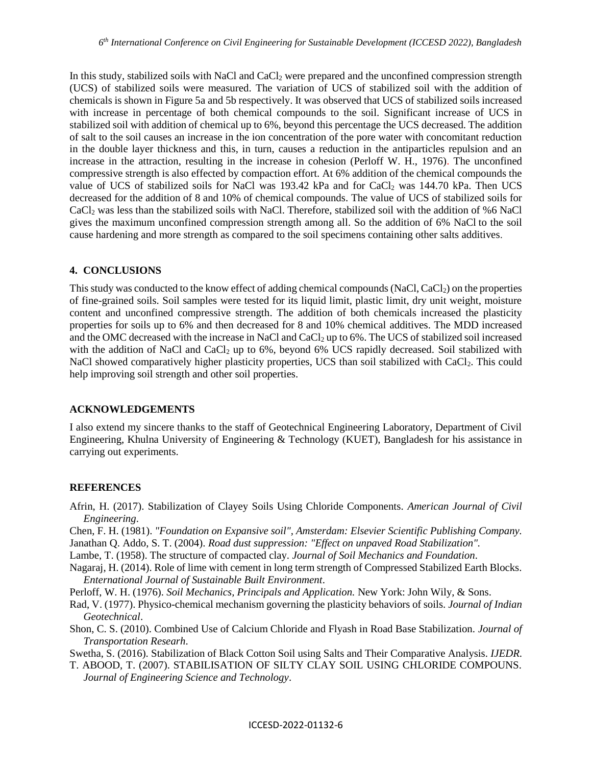In this study, stabilized soils with NaCl and $CaCl_2$ were prepared and the unconfined compression strength (UCS) of stabilized soils were measured. The variation of UCS of stabilized soil with the addition of chemicals is shown in Figure 5a and 5b respectively. It was observed that UCS of stabilized soils increased with increase in percentage of both chemical compounds to the soil. Significant increase of UCS in stabilized soil with addition of chemical up to 6%, beyond this percentage the UCS decreased. The addition of salt to the soil causes an increase in the ion concentration of the pore water with concomitant reduction in the double layer thickness and this, in turn, causes a reduction in the antiparticles repulsion and an increase in the attraction, resulting in the increase in cohesion (Perloff W. H., 1976). The unconfined compressive strength is also effected by compaction effort. At 6% addition of the chemical compounds the value of UCS of stabilized soils for NaCl was 193.42 kPa and for $CaCl_2$ was 144.70 kPa. Then UCS decreased for the addition of 8 and 10% of chemical compounds. The value of UCS of stabilized soils for $CaCl_2$ was less than the stabilized soils with NaCl. Therefore, stabilized soil with the addition of %6 NaCl gives the maximum unconfined compression strength among all. So the addition of 6% NaCl to the soil cause hardening and more strength as compared to the soil specimens containing other salts additives.

## 4. CONCLUSIONS

This study was conducted to the know effect of adding chemical compounds (NaCl, $CaCl_2$) on the properties of fine-grained soils. Soil samples were tested for its liquid limit, plastic limit, dry unit weight, moisture content and unconfined compressive strength. The addition of both chemicals increased the plasticity properties for soils up to 6% and then decreased for 8 and 10% chemical additives. The MDD increased and the OMC decreased with the increase in NaCl and $CaCl_2$ up to 6%. The UCS of stabilized soil increased with the addition of NaCl and $CaCl_2$ up to 6%, beyond 6% UCS rapidly decreased. Soil stabilized with NaCl showed comparatively higher plasticity properties, UCS than soil stabilized with $CaCl_2$. This could help improving soil strength and other soil properties.

## ACKNOWLEDGEMENTS

I also extend my sincere thanks to the staff of Geotechnical Engineering Laboratory, Department of Civil Engineering, Khulna University of Engineering & Technology (KUET), Bangladesh for his assistance in carrying out experiments.

## REFERENCES

Afrin, H. (2017). Stabilization of Clayey Soils Using Chloride Components. *American Journal of Civil Engineering*.

Chen, F. H. (1981). *"Foundation on Expansive soil", Amsterdam: Elsevier Scientific Publishing Company.*

Janathan Q. Addo, S. T. (2004). *Road dust suppression: "Effect on unpaved Road Stabilization".*

Lambe, T. (1958). The structure of compacted clay. *Journal of Soil Mechanics and Foundation*.

Nagaraj, H. (2014). Role of lime with cement in long term strength of Compressed Stabilized Earth Blocks. *Enternational Journal of Sustainable Built Environment*.

Perloff, W. H. (1976). *Soil Mechanics, Principals and Application.* New York: John Wily, & Sons.

Rad, V. (1977). Physico-chemical mechanism governing the plasticity behaviors of soils. *Journal of Indian Geotechnical*.

Shon, C. S. (2010). Combined Use of Calcium Chloride and Flyash in Road Base Stabilization. *Journal of Transportation Researh*.

Swetha, S. (2016). Stabilization of Black Cotton Soil using Salts and Their Comparative Analysis. *IJEDR.*

T. ABOOD, T. (2007). STABILISATION OF SILTY CLAY SOIL USING CHLORIDE COMPOUNS. *Journal of Engineering Science and Technology*.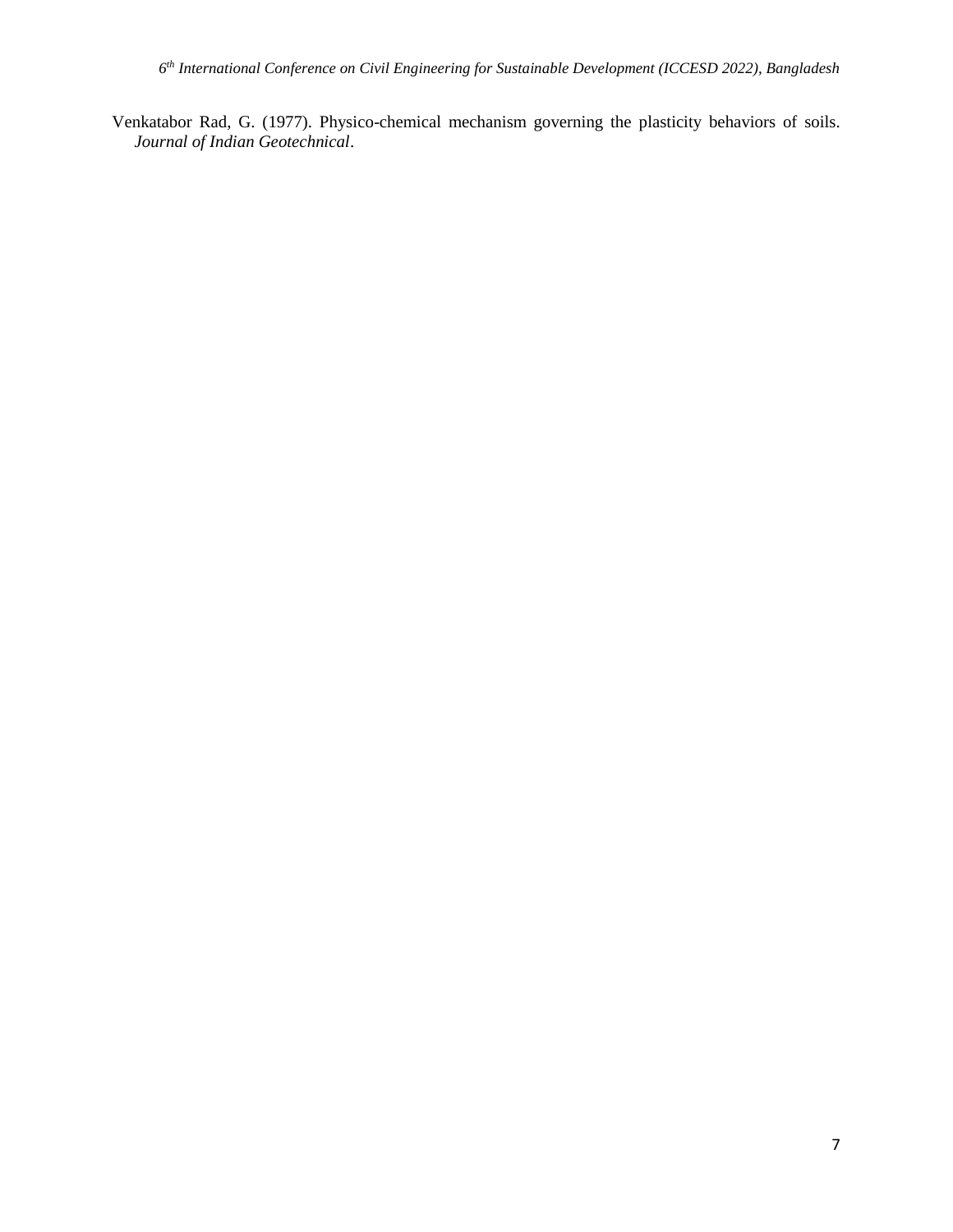Venkatabor Rad, G. (1977). Physico-chemical mechanism governing the plasticity behaviors of soils. *Journal of Indian Geotechnical*.